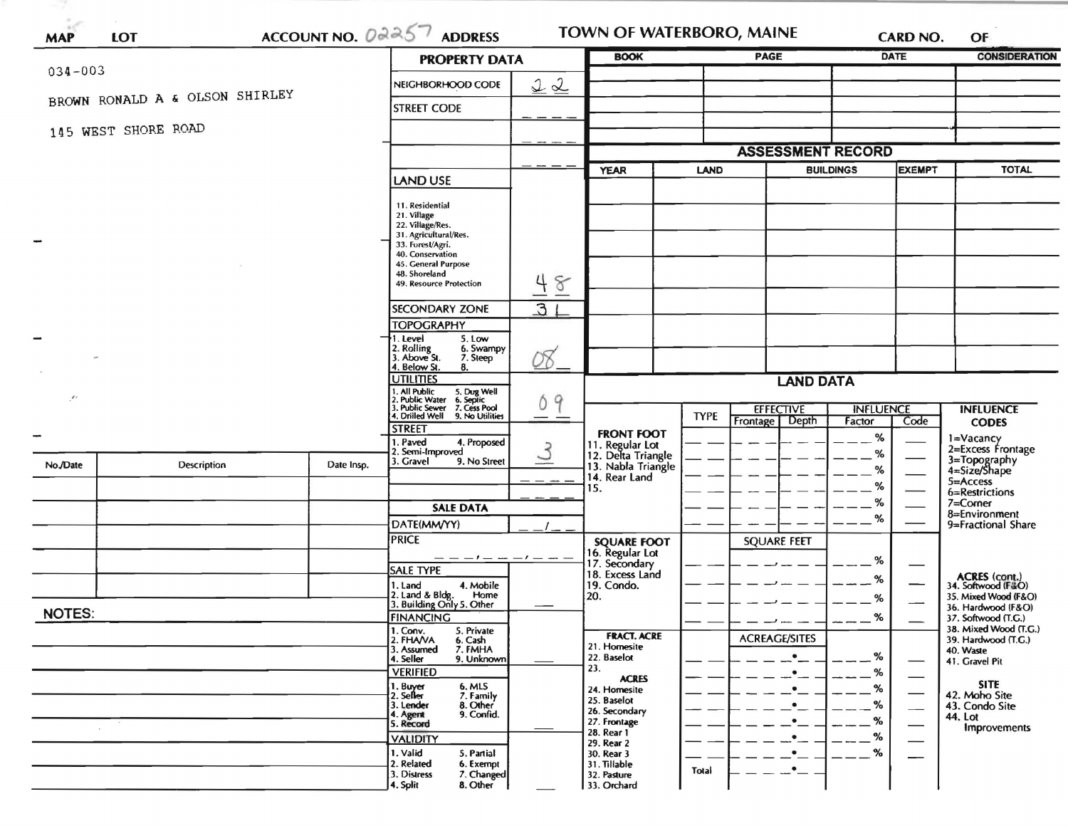MAP LOT ACCOUNT NO. 02257 ADDRESS **TOWN OF WATERBORO, MAINE** CARD NO. OF

034-003

BROWN RONALD A & OLSON SHIRLEY

145 WEST SHORE ROAD

| No./Date | Description | Date Insp. |
| --- | --- | --- |
| | | |
| | | |
| | | |
| | | |
| | | |

NOTES:

## PROPERTY DATA

| | |
| --- | --- |
| NEIGHBORHOOD CODE | 22 |
| STREET CODE | |
| | |
| | |
| LAND USE<br>11. Residential<br>21. Village<br>22. Village/Res.<br>31. Agricultural/Res.<br>33. Forest/Agri.<br>40. Conservation<br>45. General Purpose<br>48. Shoreland<br>49. Resource Protection | 48 |
| SECONDARY ZONE | 31 |
| TOPOGRAPHY<br>1. Level 5. Low<br>2. Rolling 6. Swampy<br>3. Above St. 7. Steep<br>4. Below St. 8. | 08 |
| UTILITIES<br>1. All Public 5. Dug Well<br>2. Public Water 6. Septic<br>3. Public Sewer 7. Cess Pool<br>4. Drilled Well 9. No Utilities | 09 |
| STREET<br>1. Paved 4. Proposed<br>2. Semi-Improved<br>3. Gravel 9. No Street | 3 |
| | |

## SALE DATA

| | |
| --- | --- |
| DATE(MM/YY) | / |
| PRICE | |
| SALE TYPE<br>1. Land 4. Mobile<br>2. Land & Bldg. Home<br>3. Building Only 5. Other | |
| FINANCING<br>1. Conv. 5. Private<br>2. FHA/VA 6. Cash<br>3. Assumed 7. FMHA<br>4. Seller 9. Unknown | |
| VERIFIED<br>1. Buyer 6. MLS<br>2. Seller 7. Family<br>3. Lender 8. Other<br>4. Agent 9. Confid.<br>5. Record | |
| VALIDITY<br>1. Valid 5. Partial<br>2. Related 6. Exempt<br>3. Distress 7. Changed<br>4. Split 8. Other | |

| BOOK | PAGE | DATE | CONSIDERATION |
| --- | --- | --- | --- |
| | | | |
| | | | |
| | | | |
| | | | |

## ASSESSMENT RECORD

| YEAR | LAND | BUILDINGS | EXEMPT | TOTAL |
| --- | --- | --- | --- | --- |
| | | | | |
| | | | | |
| | | | | |
| | | | | |
| | | | | |
| | | | | |
| | | | | |

## LAND DATA

| | TYPE | EFFECTIVE Frontage | EFFECTIVE Depth | INFLUENCE Factor | INFLUENCE Code |
| --- | --- | --- | --- | --- | --- |
| **FRONT FOOT**<br>11. Regular Lot<br>12. Delta Triangle<br>13. Nabla Triangle<br>14. Rear Land<br>15. | | | | % | |
| **SQUARE FOOT**<br>16. Regular Lot<br>17. Secondary<br>18. Excess Land<br>19. Condo.<br>20. | | SQUARE FEET | | % | |
| **FRACT. ACRE**<br>21. Homesite<br>22. Baselot<br>23.<br>**ACRES**<br>24. Homesite<br>25. Baselot<br>26. Secondary<br>27. Frontage<br>28. Rear 1<br>29. Rear 2<br>30. Rear 3<br>31. Tillable<br>32. Pasture<br>33. Orchard | Total | ACREAGE/SITES | | % | |

**INFLUENCE CODES**
1=Vacancy
2=Excess Frontage
3=Topography
4=Size/Shape
5=Access
6=Restrictions
7=Corner
8=Environment
9=Fractional Share

**ACRES (cont.)**
34. Softwood (F&O)
35. Mixed Wood (F&O)
36. Hardwood (F&O)
37. Softwood (T.G.)
38. Mixed Wood (T.G.)
39. Hardwood (T.G.)
40. Waste
41. Gravel Pit

**SITE**
42. Moho Site
43. Condo Site
44. Lot Improvements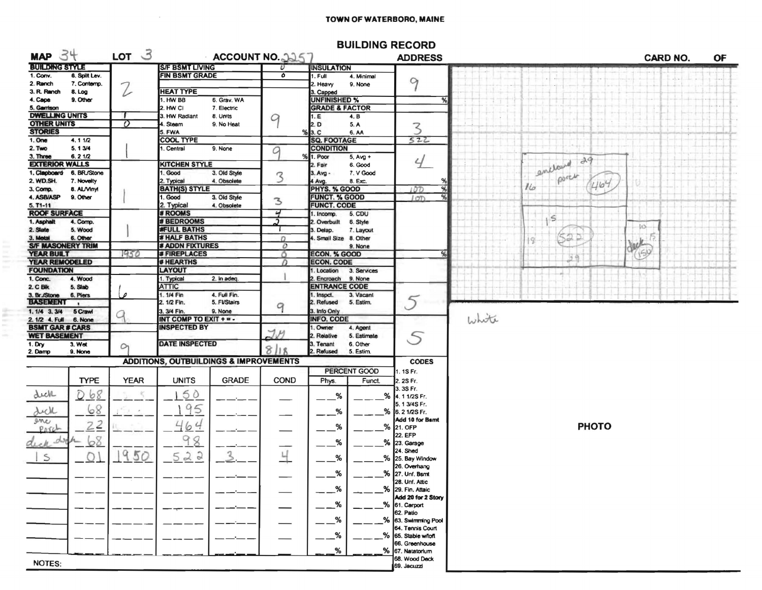**TOWN OF WATERBORO, MAINE**

## BUILDING RECORD

MAP 34 &nbsp;&nbsp; LOT 3 &nbsp;&nbsp; ACCOUNT NO. 2257 &nbsp;&nbsp; ADDRESS &nbsp;&nbsp; CARD NO. &nbsp;&nbsp; OF

| Field | Value | Field | Value | Field | Value |
|---|---|---|---|---|---|
| **BUILDING STYLE** 1. Conv. 2. Ranch 3. R. Ranch 4. Cape 5. Garrison 6. Split Lev. 7. Contemp. 8. Log 9. Other | 2 | **S/F BSMT LIVING** | 0 | **INSULATION** 1. Full 2. Heavy 3. Capped 4. Minimal 9. None | 9 |
| **DWELLING UNITS** | 1 | **FIN BSMT GRADE** | 0 | **UNFINISHED %** | % |
| **OTHER UNITS** | 0 | **HEAT TYPE** 1. HW BB 2. HW CI 3. HW Radiant 4. Steam 5. FWA 6. Grav. WA 7. Electric 8. Units 9. No Heat | 9 % | **GRADE & FACTOR** 1. E 2. D 3. C 4. B 5. A 6. AA | 3 |
| **STORIES** 1. One 2. Two 3. Three 4. 1 1/2 5. 1 3/4 6. 2 1/2 | 1 | **COOL TYPE** 1. Central 9. None | 9 % | **SQ. FOOTAGE** | 522 |
| **EXTERIOR WALLS** 1. Clapboard 2. WD.SH. 3. Comp. 4. ASB/ASP 5. T1-11 6. BR./Stone 7. Novelty 8. AL/Vinyl 9. Other | 1 | **KITCHEN STYLE** 1. Good 2. Typical 3. Old Style 4. Obsolete | 3 | **CONDITION** 1. Poor 2. Fair 3. Avg - 4. Avg. 5. Avg + 6. Good 7. V Good 8. Exc. | 4 |
| | | **BATH(S) STYLE** 1. Good 2. Typical 3. Old Style 4. Obsolete | 3 | **PHYS. % GOOD** | 100 % |
| **ROOF SURFACE** 1. Asphalt 2. Slate 3. Metal 4. Comp. 5. Wood 6. Other | 1 | **# ROOMS** | 4 | **FUNCT. % GOOD** | 100 % |
| | | **# BEDROOMS** | 2 | **FUNCT. CODE** 1. Incomp. 2. Overbuilt 3. Delap. 4. Small Size 5. CDU 6. Style 7. Layout 8. Other 9. None | |
| | | **#FULL BATHS** | 1 | | |
| | | **# HALF BATHS** | 0 | | |
| **S/F MASONERY TRIM** | | **# ADDN FIXTURES** | 0 | | |
| **YEAR BUILT** | 1950 | **# FIREPLACES** | 0 | **ECON. % GOOD** | % |
| **YEAR REMODELED** | | **# HEARTHS** | 0 | **ECON. CODE** 1. Location 2. Encroach 3. Services 9. None | |
| **FOUNDATION** 1. Conc. 2. C Blk 3. Br./Stone 4. Wood 5. Slab 6. Piers | 6 | **LAYOUT** 1. Typical 2. In adeq. | 1 | **ENTRANCE CODE** 1. Inspct. 2. Refused 3. Info Only 3. Vacant 5. Estim. | 5 |
| **BASEMENT** 1. 1/4 2. 1/2 3. 3/4 4. Full 5 Crawl 6. None | 9 | **ATTIC** 1. 1/4 Fin 2. 1/2 Fin. 3. 3/4 Fin. 4. Full Fin. 5. Fl/Stairs 9. None | 9 | | |
| **BSMT GAR # CARS** | | **INT COMP TO EXIT + = -** | | **INFO. CODE** 1. Owner 2. Relative 3. Tenant 2. Refused 4. Agent 5. Estimate 6. Other 5. Estim. | 5 |
| **WET BASEMENT** 1. Dry 2. Damp 3. Wet 9. None | 9 | **INSPECTED BY** | JM | | |
| | | **DATE INSPECTED** | 8/18 | | |

Sketch: enclosed porch 29 × 16 (464); 15 × 18, 29 (522); deck 10 × 15 (150)

white

PHOTO

### ADDITIONS, OUTBUILDINGS & IMPROVEMENTS

| | TYPE | YEAR | UNITS | GRADE | COND | PERCENT GOOD Phys. | PERCENT GOOD Funct. |
|---|---|---|---|---|---|---|---|
| deck | 068 | | 150 | | | % | % |
| deck | 68 | | 195 | | | % | % |
| enc porch | 22 | | 464 | | | % | % |
| deck | 68 | | 98 | | | % | % |
| 1s | 01 | 1950 | 522 | 3 | 4 | % | % |
| | | | | | | % | % |
| | | | | | | % | % |
| | | | | | | % | % |
| | | | | | | % | % |
| | | | | | | % | % |
| | | | | | | % | % |

**CODES**
1. 1S Fr.
2. 2S Fr.
3. 3S Fr.
4. 1 1/2S Fr.
5. 1 3/4S Fr.
6. 2 1/2S Fr.
**Add 10 for Bsmt**
21. OFP
22. EFP
23. Garage
24. Shed
25. Bay Window
26. Overhang
27. Unf. Bsmt
28. Unf. Attic
29. Fin. Attaic
**Add 20 for 2 Story**
61. Carport
62. Patio
63. Swimming Pool
64. Tennis Court
65. Stable w/loft
66. Greenhouse
67. Natatorium
68. Wood Deck
69. Jacuzzi

NOTES: